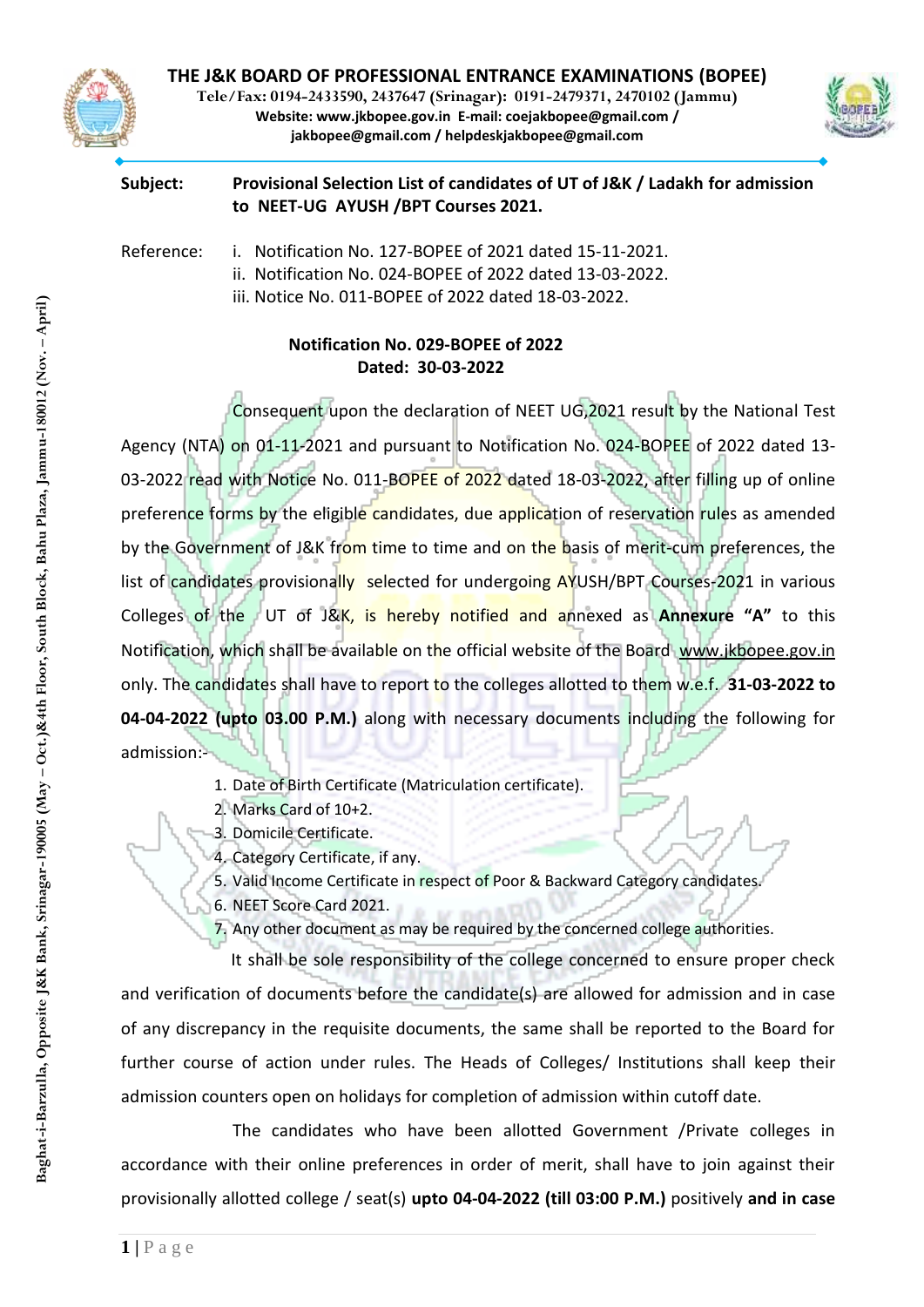# THE J&K BOARD OF PROFESSIONAL ENTRANCE EXAMINATIONS (BOPEE)

**Tele/Fax: 0194-2433590, 2437647 (Srinagar): 0191-2479371, 2470102 (Jammu)**
**Website: www.jkbopee.gov.in E-mail: coejakbopee@gmail.com / jakbopee@gmail.com / helpdeskjakbopee@gmail.com**

Baghat-i-Barzulla, Opposite J&K Bank, Srinagar-190005 (May – Oct.)&4th Floor, South Block, Bahu Plaza, Jammu-180012 (Nov. – April)

**Subject:** **Provisional Selection List of candidates of UT of J&K / Ladakh for admission to NEET-UG AYUSH /BPT Courses 2021.**

Reference:
i. Notification No. 127-BOPEE of 2021 dated 15-11-2021.
ii. Notification No. 024-BOPEE of 2022 dated 13-03-2022.
iii. Notice No. 011-BOPEE of 2022 dated 18-03-2022.

**Notification No. 029-BOPEE of 2022**
**Dated: 30-03-2022**

Consequent upon the declaration of NEET UG,2021 result by the National Test Agency (NTA) on 01-11-2021 and pursuant to Notification No. 024-BOPEE of 2022 dated 13-03-2022 read with Notice No. 011-BOPEE of 2022 dated 18-03-2022, after filling up of online preference forms by the eligible candidates, due application of reservation rules as amended by the Government of J&K from time to time and on the basis of merit-cum preferences, the list of candidates provisionally selected for undergoing AYUSH/BPT Courses-2021 in various Colleges of the UT of J&K, is hereby notified and annexed as **Annexure "A"** to this Notification, which shall be available on the official website of the Board www.jkbopee.gov.in only. The candidates shall have to report to the colleges allotted to them w.e.f. **31-03-2022 to 04-04-2022 (upto 03.00 P.M.)** along with necessary documents including the following for admission:-

1. Date of Birth Certificate (Matriculation certificate).
2. Marks Card of 10+2.
3. Domicile Certificate.
4. Category Certificate, if any.
5. Valid Income Certificate in respect of Poor & Backward Category candidates.
6. NEET Score Card 2021.
7. Any other document as may be required by the concerned college authorities.

It shall be sole responsibility of the college concerned to ensure proper check and verification of documents before the candidate(s) are allowed for admission and in case of any discrepancy in the requisite documents, the same shall be reported to the Board for further course of action under rules. The Heads of Colleges/ Institutions shall keep their admission counters open on holidays for completion of admission within cutoff date.

The candidates who have been allotted Government /Private colleges in accordance with their online preferences in order of merit, shall have to join against their provisionally allotted college / seat(s) **upto 04-04-2022 (till 03:00 P.M.)** positively **and in case**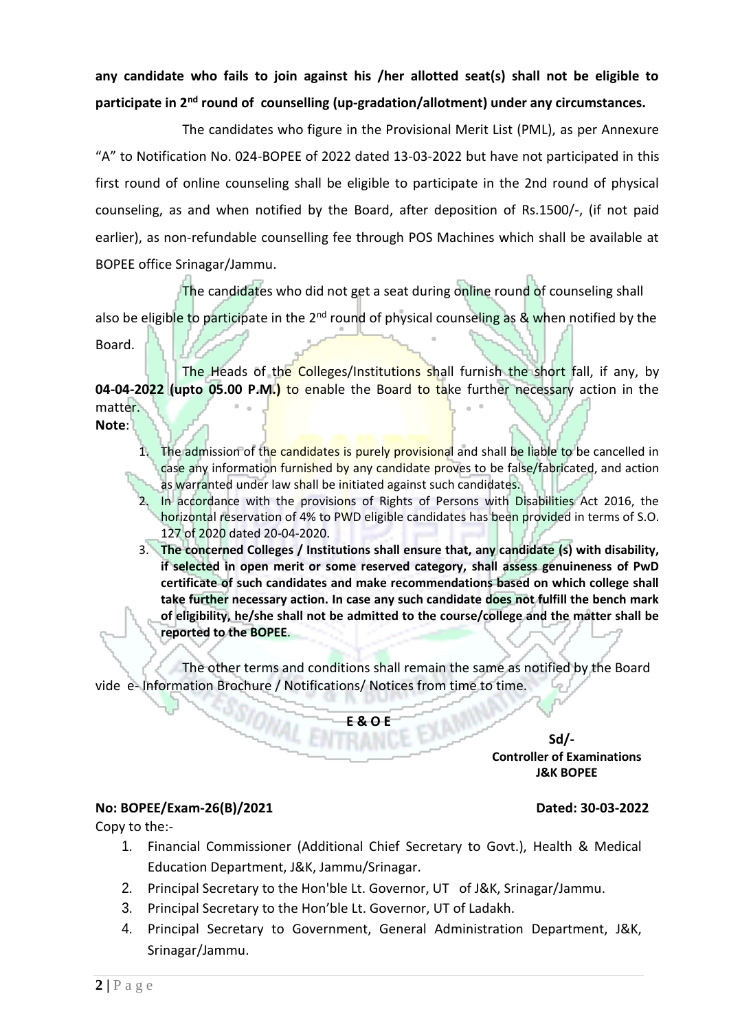**any candidate who fails to join against his /her allotted seat(s) shall not be eligible to participate in 2nd round of counselling (up-gradation/allotment) under any circumstances.**

The candidates who figure in the Provisional Merit List (PML), as per Annexure "A" to Notification No. 024-BOPEE of 2022 dated 13-03-2022 but have not participated in this first round of online counseling shall be eligible to participate in the 2nd round of physical counseling, as and when notified by the Board, after deposition of Rs.1500/-, (if not paid earlier), as non-refundable counselling fee through POS Machines which shall be available at BOPEE office Srinagar/Jammu.

The candidates who did not get a seat during online round of counseling shall also be eligible to participate in the 2nd round of physical counseling as & when notified by the Board.

The Heads of the Colleges/Institutions shall furnish the short fall, if any, by **04-04-2022 (upto 05.00 P.M.)** to enable the Board to take further necessary action in the matter.

**Note**:

1. The admission of the candidates is purely provisional and shall be liable to be cancelled in case any information furnished by any candidate proves to be false/fabricated, and action as warranted under law shall be initiated against such candidates.
2. In accordance with the provisions of Rights of Persons with Disabilities Act 2016, the horizontal reservation of 4% to PWD eligible candidates has been provided in terms of S.O. 127 of 2020 dated 20-04-2020.
3. **The concerned Colleges / Institutions shall ensure that, any candidate (s) with disability, if selected in open merit or some reserved category, shall assess genuineness of PwD certificate of such candidates and make recommendations based on which college shall take further necessary action. In case any such candidate does not fulfill the bench mark of eligibility, he/she shall not be admitted to the course/college and the matter shall be reported to the BOPEE**.

The other terms and conditions shall remain the same as notified by the Board vide e- Information Brochure / Notifications/ Notices from time to time.

**E & O E**

**Sd/-**
**Controller of Examinations**
**J&K BOPEE**

**No: BOPEE/Exam-26(B)/2021** **Dated: 30-03-2022**

Copy to the:-

1. Financial Commissioner (Additional Chief Secretary to Govt.), Health & Medical Education Department, J&K, Jammu/Srinagar.
2. Principal Secretary to the Hon'ble Lt. Governor, UT of J&K, Srinagar/Jammu.
3. Principal Secretary to the Hon'ble Lt. Governor, UT of Ladakh.
4. Principal Secretary to Government, General Administration Department, J&K, Srinagar/Jammu.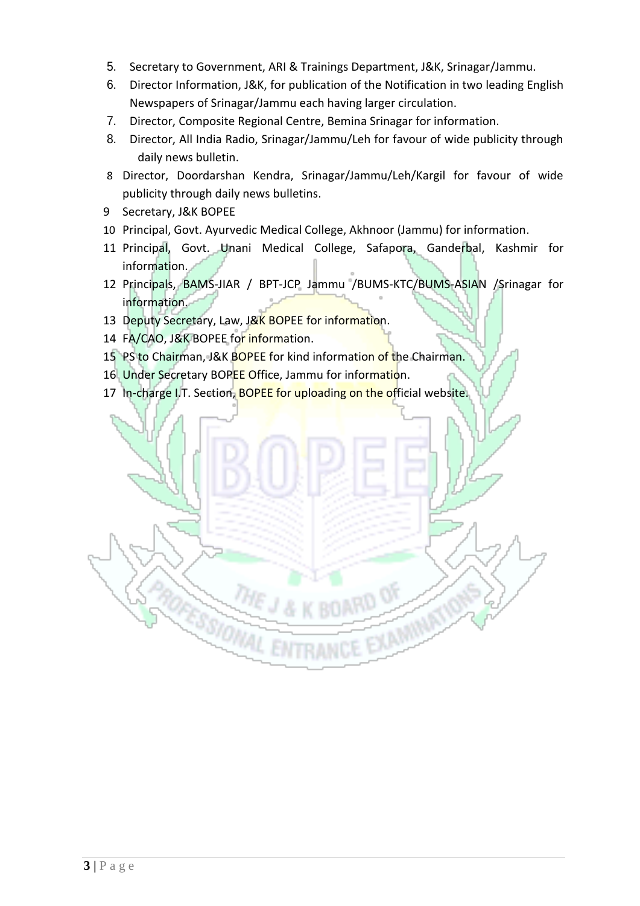5. Secretary to Government, ARI & Trainings Department, J&K, Srinagar/Jammu.
6. Director Information, J&K, for publication of the Notification in two leading English Newspapers of Srinagar/Jammu each having larger circulation.
7. Director, Composite Regional Centre, Bemina Srinagar for information.
8. Director, All India Radio, Srinagar/Jammu/Leh for favour of wide publicity through daily news bulletin.
8. Director, Doordarshan Kendra, Srinagar/Jammu/Leh/Kargil for favour of wide publicity through daily news bulletins.
9. Secretary, J&K BOPEE
10. Principal, Govt. Ayurvedic Medical College, Akhnoor (Jammu) for information.
11. Principal, Govt. Unani Medical College, Safapora, Ganderbal, Kashmir for information.
12. Principals, BAMS-JIAR / BPT-JCP Jammu /BUMS-KTC/BUMS-ASIAN /Srinagar for information.
13. Deputy Secretary, Law, J&K BOPEE for information.
14. FA/CAO, J&K BOPEE for information.
15. PS to Chairman, J&K BOPEE for kind information of the Chairman.
16. Under Secretary BOPEE Office, Jammu for information.
17. In-charge I.T. Section, BOPEE for uploading on the official website.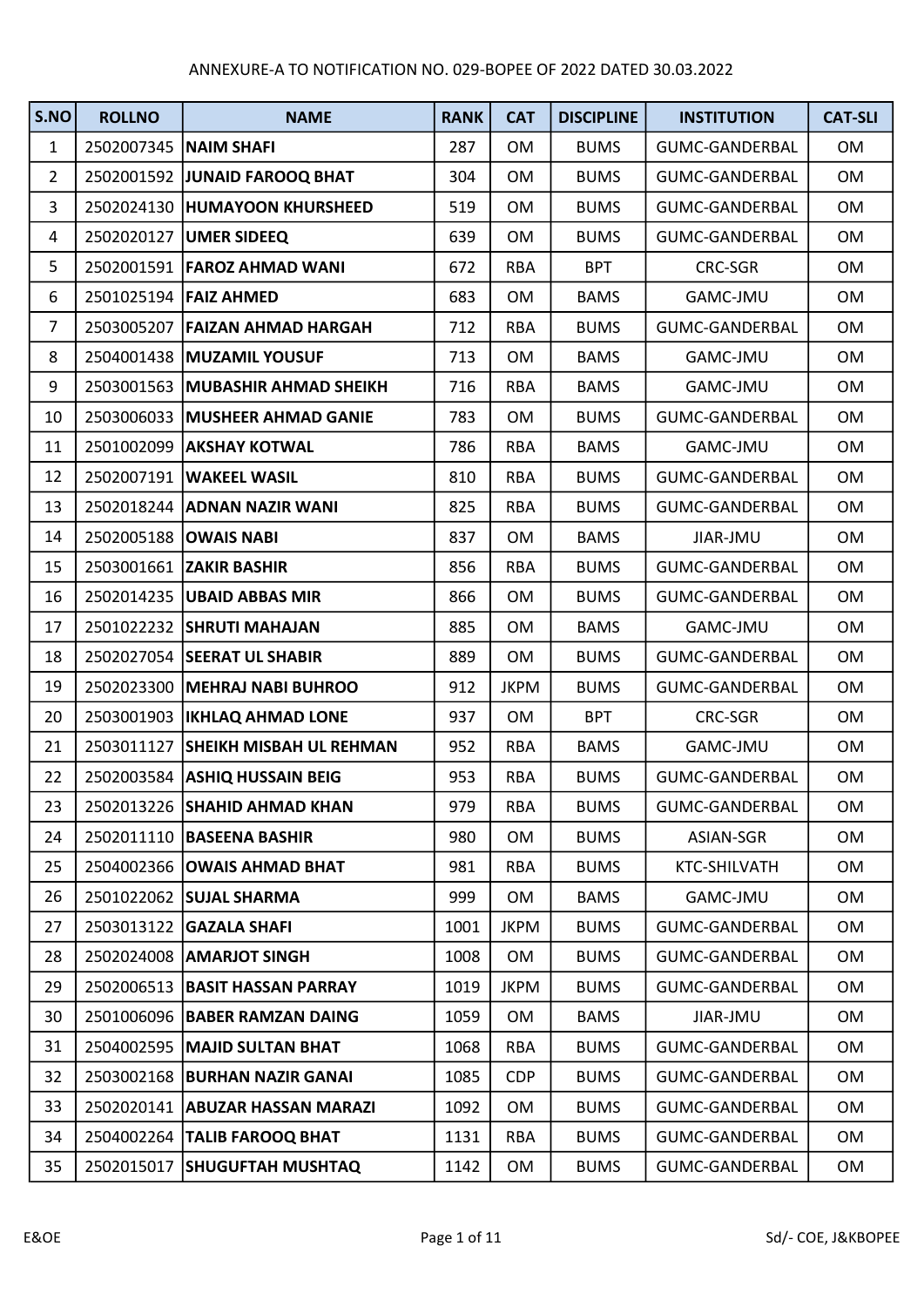ANNEXURE-A TO NOTIFICATION NO. 029-BOPEE OF 2022 DATED 30.03.2022

| S.NO | ROLLNO | NAME | RANK | CAT | DISCIPLINE | INSTITUTION | CAT-SLI |
|---|---|---|---|---|---|---|---|
| 1 | 2502007345 | NAIM SHAFI | 287 | OM | BUMS | GUMC-GANDERBAL | OM |
| 2 | 2502001592 | JUNAID FAROOQ BHAT | 304 | OM | BUMS | GUMC-GANDERBAL | OM |
| 3 | 2502024130 | HUMAYOON KHURSHEED | 519 | OM | BUMS | GUMC-GANDERBAL | OM |
| 4 | 2502020127 | UMER SIDEEQ | 639 | OM | BUMS | GUMC-GANDERBAL | OM |
| 5 | 2502001591 | FAROZ AHMAD WANI | 672 | RBA | BPT | CRC-SGR | OM |
| 6 | 2501025194 | FAIZ AHMED | 683 | OM | BAMS | GAMC-JMU | OM |
| 7 | 2503005207 | FAIZAN AHMAD HARGAH | 712 | RBA | BUMS | GUMC-GANDERBAL | OM |
| 8 | 2504001438 | MUZAMIL YOUSUF | 713 | OM | BAMS | GAMC-JMU | OM |
| 9 | 2503001563 | MUBASHIR AHMAD SHEIKH | 716 | RBA | BAMS | GAMC-JMU | OM |
| 10 | 2503006033 | MUSHEER AHMAD GANIE | 783 | OM | BUMS | GUMC-GANDERBAL | OM |
| 11 | 2501002099 | AKSHAY KOTWAL | 786 | RBA | BAMS | GAMC-JMU | OM |
| 12 | 2502007191 | WAKEEL WASIL | 810 | RBA | BUMS | GUMC-GANDERBAL | OM |
| 13 | 2502018244 | ADNAN NAZIR WANI | 825 | RBA | BUMS | GUMC-GANDERBAL | OM |
| 14 | 2502005188 | OWAIS NABI | 837 | OM | BAMS | JIAR-JMU | OM |
| 15 | 2503001661 | ZAKIR BASHIR | 856 | RBA | BUMS | GUMC-GANDERBAL | OM |
| 16 | 2502014235 | UBAID ABBAS MIR | 866 | OM | BUMS | GUMC-GANDERBAL | OM |
| 17 | 2501022232 | SHRUTI MAHAJAN | 885 | OM | BAMS | GAMC-JMU | OM |
| 18 | 2502027054 | SEERAT UL SHABIR | 889 | OM | BUMS | GUMC-GANDERBAL | OM |
| 19 | 2502023300 | MEHRAJ NABI BUHROO | 912 | JKPM | BUMS | GUMC-GANDERBAL | OM |
| 20 | 2503001903 | IKHLAQ AHMAD LONE | 937 | OM | BPT | CRC-SGR | OM |
| 21 | 2503011127 | SHEIKH MISBAH UL REHMAN | 952 | RBA | BAMS | GAMC-JMU | OM |
| 22 | 2502003584 | ASHIQ HUSSAIN BEIG | 953 | RBA | BUMS | GUMC-GANDERBAL | OM |
| 23 | 2502013226 | SHAHID AHMAD KHAN | 979 | RBA | BUMS | GUMC-GANDERBAL | OM |
| 24 | 2502011110 | BASEENA BASHIR | 980 | OM | BUMS | ASIAN-SGR | OM |
| 25 | 2504002366 | OWAIS AHMAD BHAT | 981 | RBA | BUMS | KTC-SHILVATH | OM |
| 26 | 2501022062 | SUJAL SHARMA | 999 | OM | BAMS | GAMC-JMU | OM |
| 27 | 2503013122 | GAZALA SHAFI | 1001 | JKPM | BUMS | GUMC-GANDERBAL | OM |
| 28 | 2502024008 | AMARJOT SINGH | 1008 | OM | BUMS | GUMC-GANDERBAL | OM |
| 29 | 2502006513 | BASIT HASSAN PARRAY | 1019 | JKPM | BUMS | GUMC-GANDERBAL | OM |
| 30 | 2501006096 | BABER RAMZAN DAING | 1059 | OM | BAMS | JIAR-JMU | OM |
| 31 | 2504002595 | MAJID SULTAN BHAT | 1068 | RBA | BUMS | GUMC-GANDERBAL | OM |
| 32 | 2503002168 | BURHAN NAZIR GANAI | 1085 | CDP | BUMS | GUMC-GANDERBAL | OM |
| 33 | 2502020141 | ABUZAR HASSAN MARAZI | 1092 | OM | BUMS | GUMC-GANDERBAL | OM |
| 34 | 2504002264 | TALIB FAROOQ BHAT | 1131 | RBA | BUMS | GUMC-GANDERBAL | OM |
| 35 | 2502015017 | SHUGUFTAH MUSHTAQ | 1142 | OM | BUMS | GUMC-GANDERBAL | OM |

E&OE

Sd/- COE, J&KBOPEE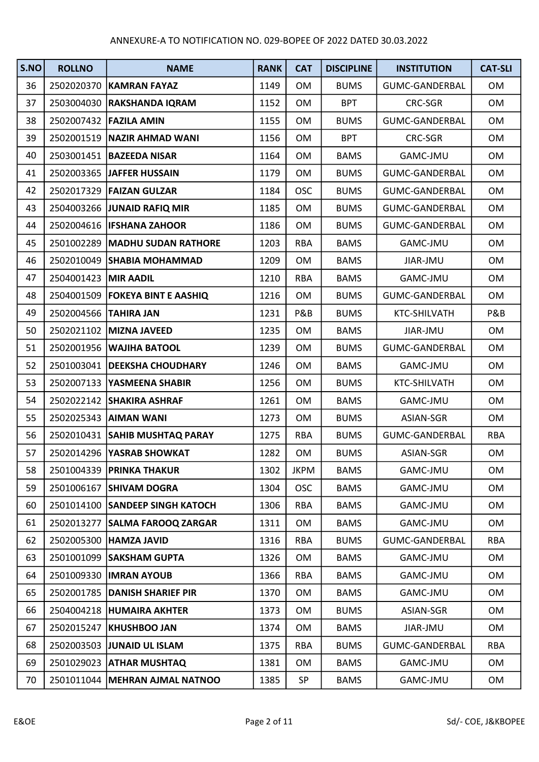ANNEXURE-A TO NOTIFICATION NO. 029-BOPEE OF 2022 DATED 30.03.2022

| S.NO | ROLLNO | NAME | RANK | CAT | DISCIPLINE | INSTITUTION | CAT-SLI |
|---|---|---|---|---|---|---|---|
| 36 | 2502020370 | **KAMRAN FAYAZ** | 1149 | OM | BUMS | GUMC-GANDERBAL | OM |
| 37 | 2503004030 | **RAKSHANDA IQRAM** | 1152 | OM | BPT | CRC-SGR | OM |
| 38 | 2502007432 | **FAZILA AMIN** | 1155 | OM | BUMS | GUMC-GANDERBAL | OM |
| 39 | 2502001519 | **NAZIR AHMAD WANI** | 1156 | OM | BPT | CRC-SGR | OM |
| 40 | 2503001451 | **BAZEEDA NISAR** | 1164 | OM | BAMS | GAMC-JMU | OM |
| 41 | 2502003365 | **JAFFER HUSSAIN** | 1179 | OM | BUMS | GUMC-GANDERBAL | OM |
| 42 | 2502017329 | **FAIZAN GULZAR** | 1184 | OSC | BUMS | GUMC-GANDERBAL | OM |
| 43 | 2504003266 | **JUNAID RAFIQ MIR** | 1185 | OM | BUMS | GUMC-GANDERBAL | OM |
| 44 | 2502004616 | **IFSHANA ZAHOOR** | 1186 | OM | BUMS | GUMC-GANDERBAL | OM |
| 45 | 2501002289 | **MADHU SUDAN RATHORE** | 1203 | RBA | BAMS | GAMC-JMU | OM |
| 46 | 2502010049 | **SHABIA MOHAMMAD** | 1209 | OM | BAMS | JIAR-JMU | OM |
| 47 | 2504001423 | **MIR AADIL** | 1210 | RBA | BAMS | GAMC-JMU | OM |
| 48 | 2504001509 | **FOKEYA BINT E AASHIQ** | 1216 | OM | BUMS | GUMC-GANDERBAL | OM |
| 49 | 2502004566 | **TAHIRA JAN** | 1231 | P&B | BUMS | KTC-SHILVATH | P&B |
| 50 | 2502021102 | **MIZNA JAVEED** | 1235 | OM | BAMS | JIAR-JMU | OM |
| 51 | 2502001956 | **WAJIHA BATOOL** | 1239 | OM | BUMS | GUMC-GANDERBAL | OM |
| 52 | 2501003041 | **DEEKSHA CHOUDHARY** | 1246 | OM | BAMS | GAMC-JMU | OM |
| 53 | 2502007133 | **YASMEENA SHABIR** | 1256 | OM | BUMS | KTC-SHILVATH | OM |
| 54 | 2502022142 | **SHAKIRA ASHRAF** | 1261 | OM | BAMS | GAMC-JMU | OM |
| 55 | 2502025343 | **AIMAN WANI** | 1273 | OM | BUMS | ASIAN-SGR | OM |
| 56 | 2502010431 | **SAHIB MUSHTAQ PARAY** | 1275 | RBA | BUMS | GUMC-GANDERBAL | RBA |
| 57 | 2502014296 | **YASRAB SHOWKAT** | 1282 | OM | BUMS | ASIAN-SGR | OM |
| 58 | 2501004339 | **PRINKA THAKUR** | 1302 | JKPM | BAMS | GAMC-JMU | OM |
| 59 | 2501006167 | **SHIVAM DOGRA** | 1304 | OSC | BAMS | GAMC-JMU | OM |
| 60 | 2501014100 | **SANDEEP SINGH KATOCH** | 1306 | RBA | BAMS | GAMC-JMU | OM |
| 61 | 2502013277 | **SALMA FAROOQ ZARGAR** | 1311 | OM | BAMS | GAMC-JMU | OM |
| 62 | 2502005300 | **HAMZA JAVID** | 1316 | RBA | BUMS | GUMC-GANDERBAL | RBA |
| 63 | 2501001099 | **SAKSHAM GUPTA** | 1326 | OM | BAMS | GAMC-JMU | OM |
| 64 | 2501009330 | **IMRAN AYOUB** | 1366 | RBA | BAMS | GAMC-JMU | OM |
| 65 | 2502001785 | **DANISH SHARIEF PIR** | 1370 | OM | BAMS | GAMC-JMU | OM |
| 66 | 2504004218 | **HUMAIRA AKHTER** | 1373 | OM | BUMS | ASIAN-SGR | OM |
| 67 | 2502015247 | **KHUSHBOO JAN** | 1374 | OM | BAMS | JIAR-JMU | OM |
| 68 | 2502003503 | **JUNAID UL ISLAM** | 1375 | RBA | BUMS | GUMC-GANDERBAL | RBA |
| 69 | 2501029023 | **ATHAR MUSHTAQ** | 1381 | OM | BAMS | GAMC-JMU | OM |
| 70 | 2501011044 | **MEHRAN AJMAL NATNOO** | 1385 | SP | BAMS | GAMC-JMU | OM |

E&OE

Sd/- COE, J&KBOPEE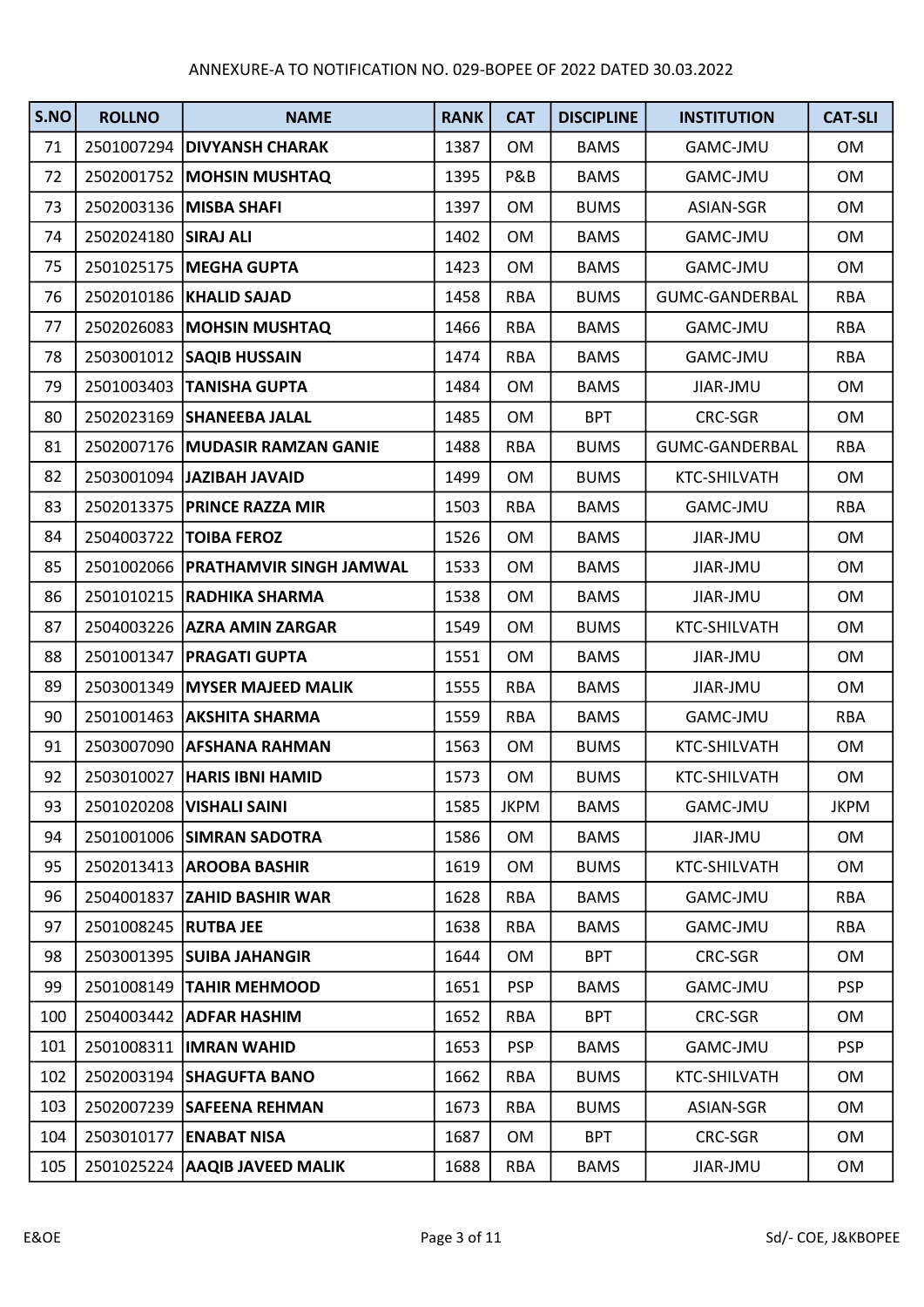ANNEXURE-A TO NOTIFICATION NO. 029-BOPEE OF 2022 DATED 30.03.2022

| S.NO | ROLLNO | NAME | RANK | CAT | DISCIPLINE | INSTITUTION | CAT-SLI |
|---|---|---|---|---|---|---|---|
| 71 | 2501007294 | DIVYANSH CHARAK | 1387 | OM | BAMS | GAMC-JMU | OM |
| 72 | 2502001752 | MOHSIN MUSHTAQ | 1395 | P&B | BAMS | GAMC-JMU | OM |
| 73 | 2502003136 | MISBA SHAFI | 1397 | OM | BUMS | ASIAN-SGR | OM |
| 74 | 2502024180 | SIRAJ ALI | 1402 | OM | BAMS | GAMC-JMU | OM |
| 75 | 2501025175 | MEGHA GUPTA | 1423 | OM | BAMS | GAMC-JMU | OM |
| 76 | 2502010186 | KHALID SAJAD | 1458 | RBA | BUMS | GUMC-GANDERBAL | RBA |
| 77 | 2502026083 | MOHSIN MUSHTAQ | 1466 | RBA | BAMS | GAMC-JMU | RBA |
| 78 | 2503001012 | SAQIB HUSSAIN | 1474 | RBA | BAMS | GAMC-JMU | RBA |
| 79 | 2501003403 | TANISHA GUPTA | 1484 | OM | BAMS | JIAR-JMU | OM |
| 80 | 2502023169 | SHANEEBA JALAL | 1485 | OM | BPT | CRC-SGR | OM |
| 81 | 2502007176 | MUDASIR RAMZAN GANIE | 1488 | RBA | BUMS | GUMC-GANDERBAL | RBA |
| 82 | 2503001094 | JAZIBAH JAVAID | 1499 | OM | BUMS | KTC-SHILVATH | OM |
| 83 | 2502013375 | PRINCE RAZZA MIR | 1503 | RBA | BAMS | GAMC-JMU | RBA |
| 84 | 2504003722 | TOIBA FEROZ | 1526 | OM | BAMS | JIAR-JMU | OM |
| 85 | 2501002066 | PRATHAMVIR SINGH JAMWAL | 1533 | OM | BAMS | JIAR-JMU | OM |
| 86 | 2501010215 | RADHIKA SHARMA | 1538 | OM | BAMS | JIAR-JMU | OM |
| 87 | 2504003226 | AZRA AMIN ZARGAR | 1549 | OM | BUMS | KTC-SHILVATH | OM |
| 88 | 2501001347 | PRAGATI GUPTA | 1551 | OM | BAMS | JIAR-JMU | OM |
| 89 | 2503001349 | MYSER MAJEED MALIK | 1555 | RBA | BAMS | JIAR-JMU | OM |
| 90 | 2501001463 | AKSHITA SHARMA | 1559 | RBA | BAMS | GAMC-JMU | RBA |
| 91 | 2503007090 | AFSHANA RAHMAN | 1563 | OM | BUMS | KTC-SHILVATH | OM |
| 92 | 2503010027 | HARIS IBNI HAMID | 1573 | OM | BUMS | KTC-SHILVATH | OM |
| 93 | 2501020208 | VISHALI SAINI | 1585 | JKPM | BAMS | GAMC-JMU | JKPM |
| 94 | 2501001006 | SIMRAN SADOTRA | 1586 | OM | BAMS | JIAR-JMU | OM |
| 95 | 2502013413 | AROOBA BASHIR | 1619 | OM | BUMS | KTC-SHILVATH | OM |
| 96 | 2504001837 | ZAHID BASHIR WAR | 1628 | RBA | BAMS | GAMC-JMU | RBA |
| 97 | 2501008245 | RUTBA JEE | 1638 | RBA | BAMS | GAMC-JMU | RBA |
| 98 | 2503001395 | SUIBA JAHANGIR | 1644 | OM | BPT | CRC-SGR | OM |
| 99 | 2501008149 | TAHIR MEHMOOD | 1651 | PSP | BAMS | GAMC-JMU | PSP |
| 100 | 2504003442 | ADFAR HASHIM | 1652 | RBA | BPT | CRC-SGR | OM |
| 101 | 2501008311 | IMRAN WAHID | 1653 | PSP | BAMS | GAMC-JMU | PSP |
| 102 | 2502003194 | SHAGUFTA BANO | 1662 | RBA | BUMS | KTC-SHILVATH | OM |
| 103 | 2502007239 | SAFEENA REHMAN | 1673 | RBA | BUMS | ASIAN-SGR | OM |
| 104 | 2503010177 | ENABAT NISA | 1687 | OM | BPT | CRC-SGR | OM |
| 105 | 2501025224 | AAQIB JAVEED MALIK | 1688 | RBA | BAMS | JIAR-JMU | OM |

E&OE

Sd/- COE, J&KBOPEE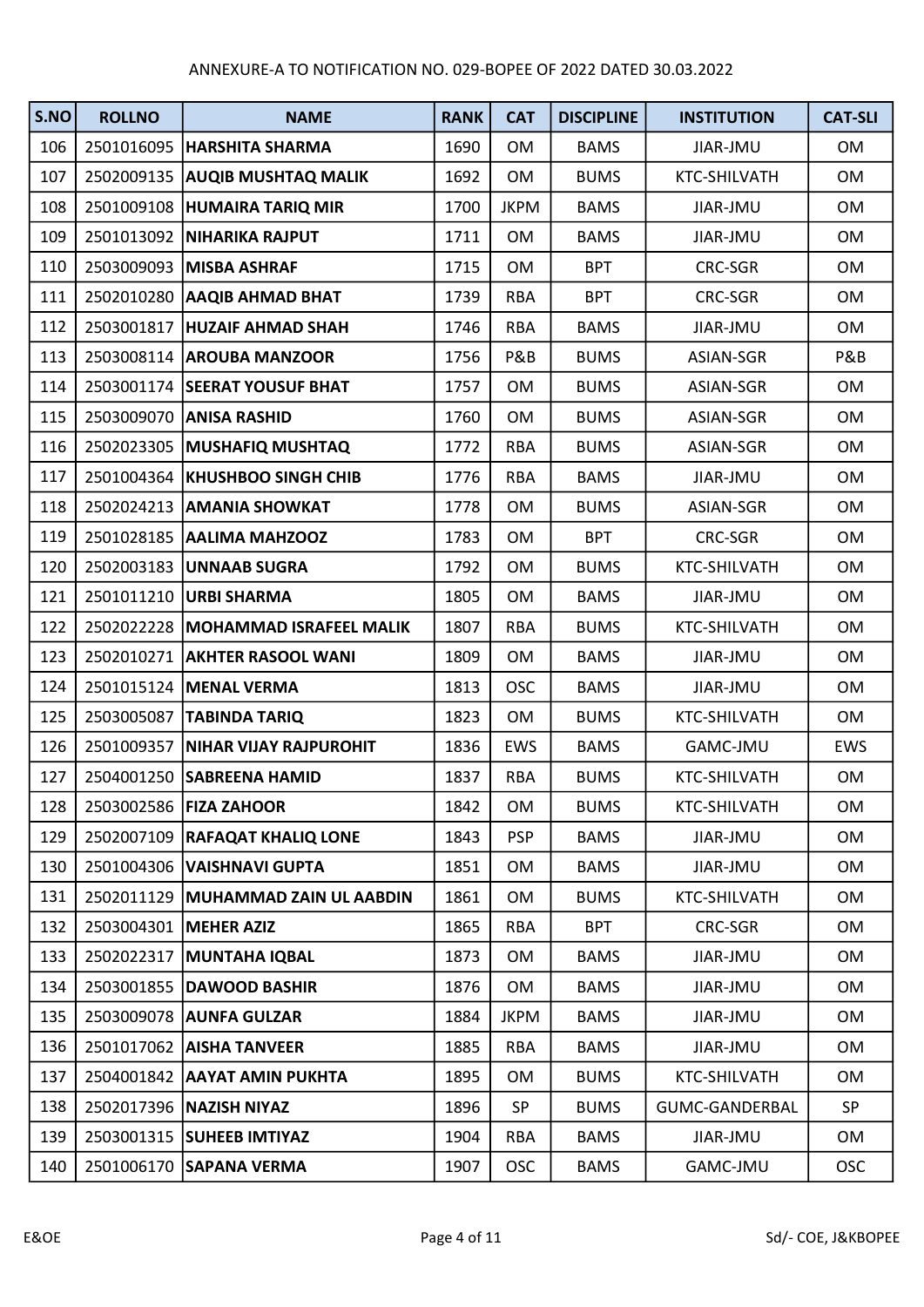ANNEXURE-A TO NOTIFICATION NO. 029-BOPEE OF 2022 DATED 30.03.2022

| S.NO | ROLLNO | NAME | RANK | CAT | DISCIPLINE | INSTITUTION | CAT-SLI |
|---|---|---|---|---|---|---|---|
| 106 | 2501016095 | **HARSHITA SHARMA** | 1690 | OM | BAMS | JIAR-JMU | OM |
| 107 | 2502009135 | **AUQIB MUSHTAQ MALIK** | 1692 | OM | BUMS | KTC-SHILVATH | OM |
| 108 | 2501009108 | **HUMAIRA TARIQ MIR** | 1700 | JKPM | BAMS | JIAR-JMU | OM |
| 109 | 2501013092 | **NIHARIKA RAJPUT** | 1711 | OM | BAMS | JIAR-JMU | OM |
| 110 | 2503009093 | **MISBA ASHRAF** | 1715 | OM | BPT | CRC-SGR | OM |
| 111 | 2502010280 | **AAQIB AHMAD BHAT** | 1739 | RBA | BPT | CRC-SGR | OM |
| 112 | 2503001817 | **HUZAIF AHMAD SHAH** | 1746 | RBA | BAMS | JIAR-JMU | OM |
| 113 | 2503008114 | **AROUBA MANZOOR** | 1756 | P&B | BUMS | ASIAN-SGR | P&B |
| 114 | 2503001174 | **SEERAT YOUSUF BHAT** | 1757 | OM | BUMS | ASIAN-SGR | OM |
| 115 | 2503009070 | **ANISA RASHID** | 1760 | OM | BUMS | ASIAN-SGR | OM |
| 116 | 2502023305 | **MUSHAFIQ MUSHTAQ** | 1772 | RBA | BUMS | ASIAN-SGR | OM |
| 117 | 2501004364 | **KHUSHBOO SINGH CHIB** | 1776 | RBA | BAMS | JIAR-JMU | OM |
| 118 | 2502024213 | **AMANIA SHOWKAT** | 1778 | OM | BUMS | ASIAN-SGR | OM |
| 119 | 2501028185 | **AALIMA MAHZOOZ** | 1783 | OM | BPT | CRC-SGR | OM |
| 120 | 2502003183 | **UNNAAB SUGRA** | 1792 | OM | BUMS | KTC-SHILVATH | OM |
| 121 | 2501011210 | **URBI SHARMA** | 1805 | OM | BAMS | JIAR-JMU | OM |
| 122 | 2502022228 | **MOHAMMAD ISRAFEEL MALIK** | 1807 | RBA | BUMS | KTC-SHILVATH | OM |
| 123 | 2502010271 | **AKHTER RASOOL WANI** | 1809 | OM | BAMS | JIAR-JMU | OM |
| 124 | 2501015124 | **MENAL VERMA** | 1813 | OSC | BAMS | JIAR-JMU | OM |
| 125 | 2503005087 | **TABINDA TARIQ** | 1823 | OM | BUMS | KTC-SHILVATH | OM |
| 126 | 2501009357 | **NIHAR VIJAY RAJPUROHIT** | 1836 | EWS | BAMS | GAMC-JMU | EWS |
| 127 | 2504001250 | **SABREENA HAMID** | 1837 | RBA | BUMS | KTC-SHILVATH | OM |
| 128 | 2503002586 | **FIZA ZAHOOR** | 1842 | OM | BUMS | KTC-SHILVATH | OM |
| 129 | 2502007109 | **RAFAQAT KHALIQ LONE** | 1843 | PSP | BAMS | JIAR-JMU | OM |
| 130 | 2501004306 | **VAISHNAVI GUPTA** | 1851 | OM | BAMS | JIAR-JMU | OM |
| 131 | 2502011129 | **MUHAMMAD ZAIN UL AABDIN** | 1861 | OM | BUMS | KTC-SHILVATH | OM |
| 132 | 2503004301 | **MEHER AZIZ** | 1865 | RBA | BPT | CRC-SGR | OM |
| 133 | 2502022317 | **MUNTAHA IQBAL** | 1873 | OM | BAMS | JIAR-JMU | OM |
| 134 | 2503001855 | **DAWOOD BASHIR** | 1876 | OM | BAMS | JIAR-JMU | OM |
| 135 | 2503009078 | **AUNFA GULZAR** | 1884 | JKPM | BAMS | JIAR-JMU | OM |
| 136 | 2501017062 | **AISHA TANVEER** | 1885 | RBA | BAMS | JIAR-JMU | OM |
| 137 | 2504001842 | **AAYAT AMIN PUKHTA** | 1895 | OM | BUMS | KTC-SHILVATH | OM |
| 138 | 2502017396 | **NAZISH NIYAZ** | 1896 | SP | BUMS | GUMC-GANDERBAL | SP |
| 139 | 2503001315 | **SUHEEB IMTIYAZ** | 1904 | RBA | BAMS | JIAR-JMU | OM |
| 140 | 2501006170 | **SAPANA VERMA** | 1907 | OSC | BAMS | GAMC-JMU | OSC |

E&OE

Sd/- COE, J&KBOPEE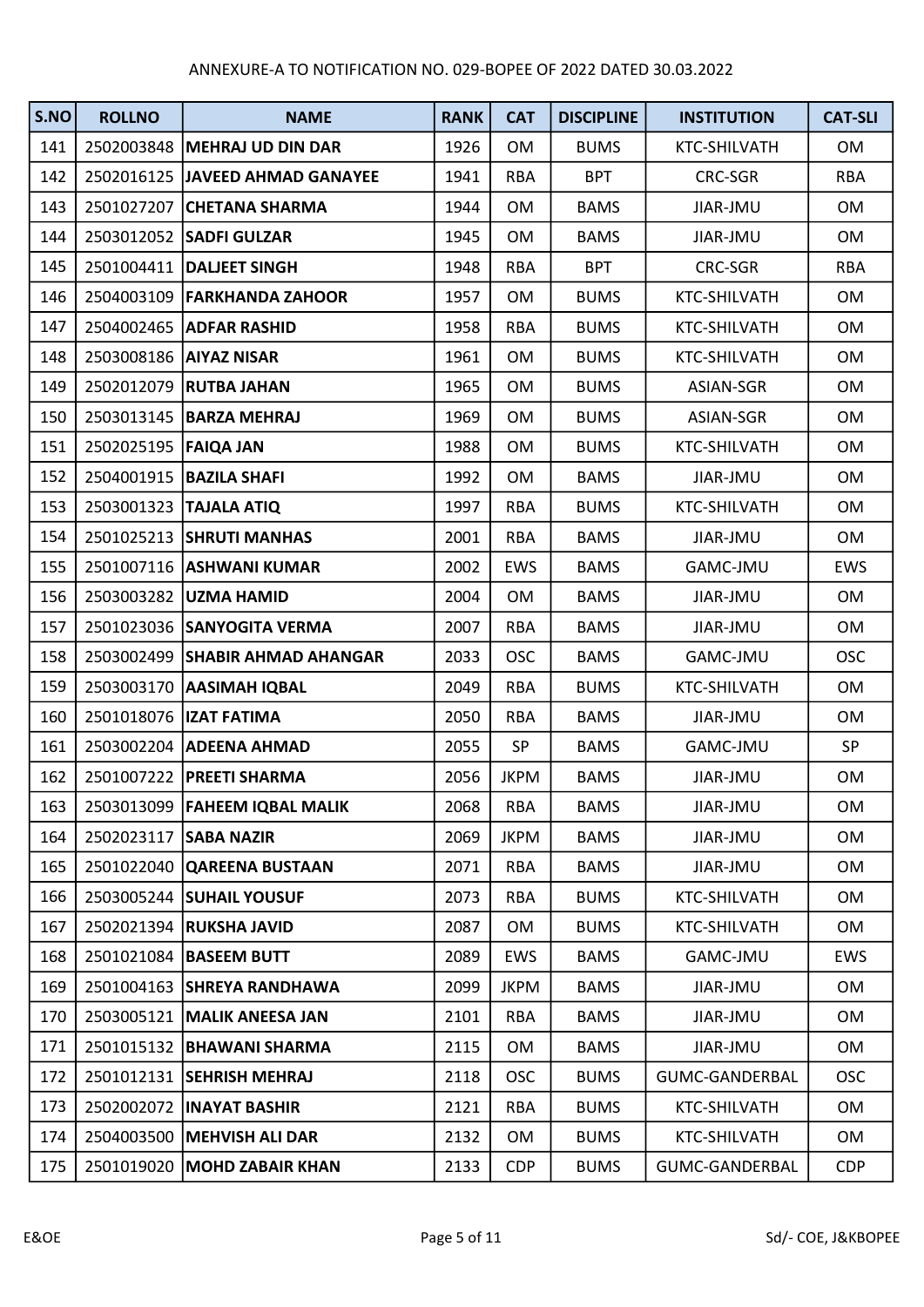ANNEXURE-A TO NOTIFICATION NO. 029-BOPEE OF 2022 DATED 30.03.2022

| S.NO | ROLLNO | NAME | RANK | CAT | DISCIPLINE | INSTITUTION | CAT-SLI |
|---|---|---|---|---|---|---|---|
| 141 | 2502003848 | **MEHRAJ UD DIN DAR** | 1926 | OM | BUMS | KTC-SHILVATH | OM |
| 142 | 2502016125 | **JAVEED AHMAD GANAYEE** | 1941 | RBA | BPT | CRC-SGR | RBA |
| 143 | 2501027207 | **CHETANA SHARMA** | 1944 | OM | BAMS | JIAR-JMU | OM |
| 144 | 2503012052 | **SADFI GULZAR** | 1945 | OM | BAMS | JIAR-JMU | OM |
| 145 | 2501004411 | **DALJEET SINGH** | 1948 | RBA | BPT | CRC-SGR | RBA |
| 146 | 2504003109 | **FARKHANDA ZAHOOR** | 1957 | OM | BUMS | KTC-SHILVATH | OM |
| 147 | 2504002465 | **ADFAR RASHID** | 1958 | RBA | BUMS | KTC-SHILVATH | OM |
| 148 | 2503008186 | **AIYAZ NISAR** | 1961 | OM | BUMS | KTC-SHILVATH | OM |
| 149 | 2502012079 | **RUTBA JAHAN** | 1965 | OM | BUMS | ASIAN-SGR | OM |
| 150 | 2503013145 | **BARZA MEHRAJ** | 1969 | OM | BUMS | ASIAN-SGR | OM |
| 151 | 2502025195 | **FAIQA JAN** | 1988 | OM | BUMS | KTC-SHILVATH | OM |
| 152 | 2504001915 | **BAZILA SHAFI** | 1992 | OM | BAMS | JIAR-JMU | OM |
| 153 | 2503001323 | **TAJALA ATIQ** | 1997 | RBA | BUMS | KTC-SHILVATH | OM |
| 154 | 2501025213 | **SHRUTI MANHAS** | 2001 | RBA | BAMS | JIAR-JMU | OM |
| 155 | 2501007116 | **ASHWANI KUMAR** | 2002 | EWS | BAMS | GAMC-JMU | EWS |
| 156 | 2503003282 | **UZMA HAMID** | 2004 | OM | BAMS | JIAR-JMU | OM |
| 157 | 2501023036 | **SANYOGITA VERMA** | 2007 | RBA | BAMS | JIAR-JMU | OM |
| 158 | 2503002499 | **SHABIR AHMAD AHANGAR** | 2033 | OSC | BAMS | GAMC-JMU | OSC |
| 159 | 2503003170 | **AASIMAH IQBAL** | 2049 | RBA | BUMS | KTC-SHILVATH | OM |
| 160 | 2501018076 | **IZAT FATIMA** | 2050 | RBA | BAMS | JIAR-JMU | OM |
| 161 | 2503002204 | **ADEENA AHMAD** | 2055 | SP | BAMS | GAMC-JMU | SP |
| 162 | 2501007222 | **PREETI SHARMA** | 2056 | JKPM | BAMS | JIAR-JMU | OM |
| 163 | 2503013099 | **FAHEEM IQBAL MALIK** | 2068 | RBA | BAMS | JIAR-JMU | OM |
| 164 | 2502023117 | **SABA NAZIR** | 2069 | JKPM | BAMS | JIAR-JMU | OM |
| 165 | 2501022040 | **QAREENA BUSTAAN** | 2071 | RBA | BAMS | JIAR-JMU | OM |
| 166 | 2503005244 | **SUHAIL YOUSUF** | 2073 | RBA | BUMS | KTC-SHILVATH | OM |
| 167 | 2502021394 | **RUKSHA JAVID** | 2087 | OM | BUMS | KTC-SHILVATH | OM |
| 168 | 2501021084 | **BASEEM BUTT** | 2089 | EWS | BAMS | GAMC-JMU | EWS |
| 169 | 2501004163 | **SHREYA RANDHAWA** | 2099 | JKPM | BAMS | JIAR-JMU | OM |
| 170 | 2503005121 | **MALIK ANEESA JAN** | 2101 | RBA | BAMS | JIAR-JMU | OM |
| 171 | 2501015132 | **BHAWANI SHARMA** | 2115 | OM | BAMS | JIAR-JMU | OM |
| 172 | 2501012131 | **SEHRISH MEHRAJ** | 2118 | OSC | BUMS | GUMC-GANDERBAL | OSC |
| 173 | 2502002072 | **INAYAT BASHIR** | 2121 | RBA | BUMS | KTC-SHILVATH | OM |
| 174 | 2504003500 | **MEHVISH ALI DAR** | 2132 | OM | BUMS | KTC-SHILVATH | OM |
| 175 | 2501019020 | **MOHD ZABAIR KHAN** | 2133 | CDP | BUMS | GUMC-GANDERBAL | CDP |

E&OE

Sd/- COE, J&KBOPEE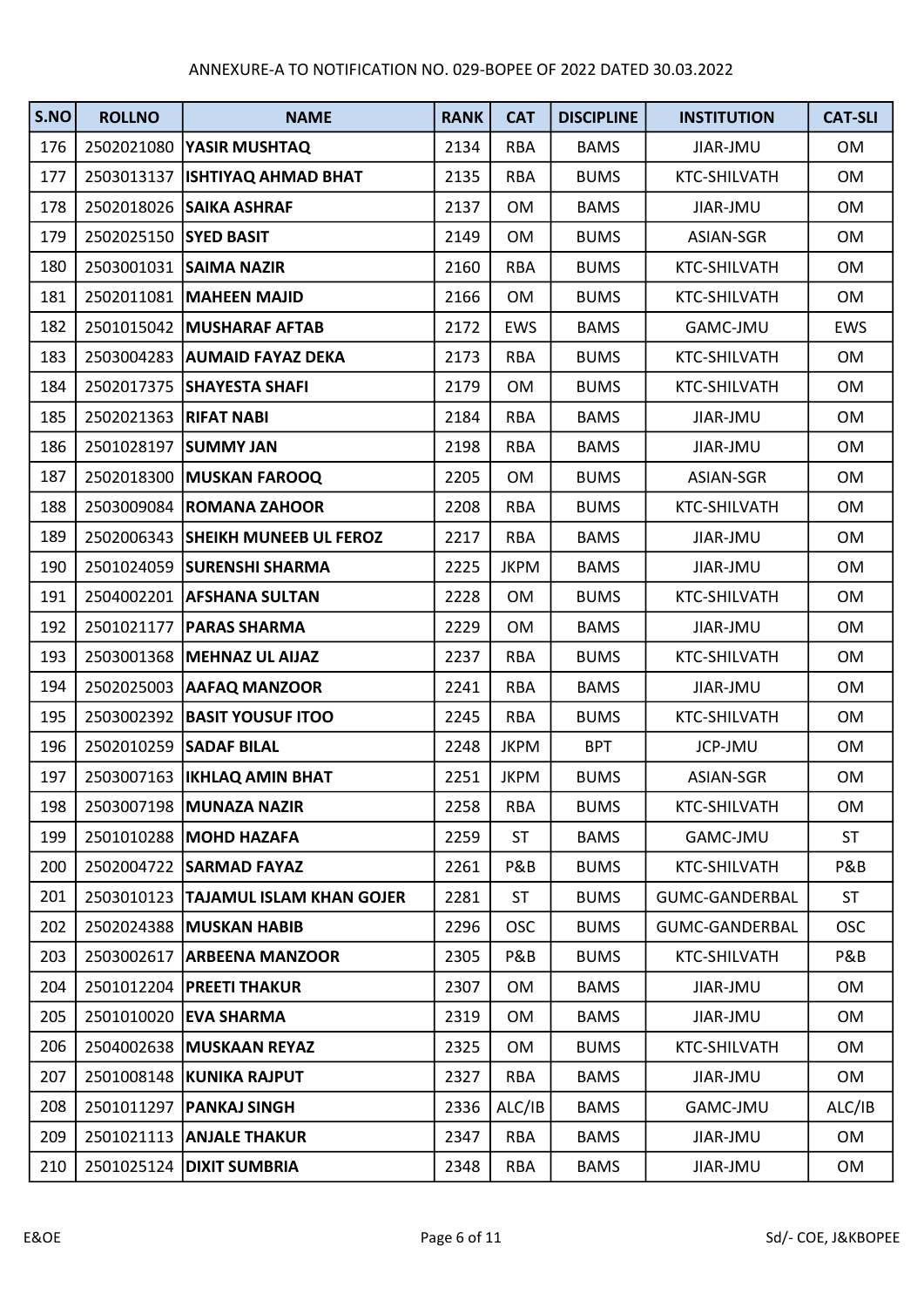ANNEXURE-A TO NOTIFICATION NO. 029-BOPEE OF 2022 DATED 30.03.2022

| S.NO | ROLLNO | NAME | RANK | CAT | DISCIPLINE | INSTITUTION | CAT-SLI |
|---|---|---|---|---|---|---|---|
| 176 | 2502021080 | **YASIR MUSHTAQ** | 2134 | RBA | BAMS | JIAR-JMU | OM |
| 177 | 2503013137 | **ISHTIYAQ AHMAD BHAT** | 2135 | RBA | BUMS | KTC-SHILVATH | OM |
| 178 | 2502018026 | **SAIKA ASHRAF** | 2137 | OM | BAMS | JIAR-JMU | OM |
| 179 | 2502025150 | **SYED BASIT** | 2149 | OM | BUMS | ASIAN-SGR | OM |
| 180 | 2503001031 | **SAIMA NAZIR** | 2160 | RBA | BUMS | KTC-SHILVATH | OM |
| 181 | 2502011081 | **MAHEEN MAJID** | 2166 | OM | BUMS | KTC-SHILVATH | OM |
| 182 | 2501015042 | **MUSHARAF AFTAB** | 2172 | EWS | BAMS | GAMC-JMU | EWS |
| 183 | 2503004283 | **AUMAID FAYAZ DEKA** | 2173 | RBA | BUMS | KTC-SHILVATH | OM |
| 184 | 2502017375 | **SHAYESTA SHAFI** | 2179 | OM | BUMS | KTC-SHILVATH | OM |
| 185 | 2502021363 | **RIFAT NABI** | 2184 | RBA | BAMS | JIAR-JMU | OM |
| 186 | 2501028197 | **SUMMY JAN** | 2198 | RBA | BAMS | JIAR-JMU | OM |
| 187 | 2502018300 | **MUSKAN FAROOQ** | 2205 | OM | BUMS | ASIAN-SGR | OM |
| 188 | 2503009084 | **ROMANA ZAHOOR** | 2208 | RBA | BUMS | KTC-SHILVATH | OM |
| 189 | 2502006343 | **SHEIKH MUNEEB UL FEROZ** | 2217 | RBA | BAMS | JIAR-JMU | OM |
| 190 | 2501024059 | **SURENSHI SHARMA** | 2225 | JKPM | BAMS | JIAR-JMU | OM |
| 191 | 2504002201 | **AFSHANA SULTAN** | 2228 | OM | BUMS | KTC-SHILVATH | OM |
| 192 | 2501021177 | **PARAS SHARMA** | 2229 | OM | BAMS | JIAR-JMU | OM |
| 193 | 2503001368 | **MEHNAZ UL AIJAZ** | 2237 | RBA | BUMS | KTC-SHILVATH | OM |
| 194 | 2502025003 | **AAFAQ MANZOOR** | 2241 | RBA | BAMS | JIAR-JMU | OM |
| 195 | 2503002392 | **BASIT YOUSUF ITOO** | 2245 | RBA | BUMS | KTC-SHILVATH | OM |
| 196 | 2502010259 | **SADAF BILAL** | 2248 | JKPM | BPT | JCP-JMU | OM |
| 197 | 2503007163 | **IKHLAQ AMIN BHAT** | 2251 | JKPM | BUMS | ASIAN-SGR | OM |
| 198 | 2503007198 | **MUNAZA NAZIR** | 2258 | RBA | BUMS | KTC-SHILVATH | OM |
| 199 | 2501010288 | **MOHD HAZAFA** | 2259 | ST | BAMS | GAMC-JMU | ST |
| 200 | 2502004722 | **SARMAD FAYAZ** | 2261 | P&B | BUMS | KTC-SHILVATH | P&B |
| 201 | 2503010123 | **TAJAMUL ISLAM KHAN GOJER** | 2281 | ST | BUMS | GUMC-GANDERBAL | ST |
| 202 | 2502024388 | **MUSKAN HABIB** | 2296 | OSC | BUMS | GUMC-GANDERBAL | OSC |
| 203 | 2503002617 | **ARBEENA MANZOOR** | 2305 | P&B | BUMS | KTC-SHILVATH | P&B |
| 204 | 2501012204 | **PREETI THAKUR** | 2307 | OM | BAMS | JIAR-JMU | OM |
| 205 | 2501010020 | **EVA SHARMA** | 2319 | OM | BAMS | JIAR-JMU | OM |
| 206 | 2504002638 | **MUSKAAN REYAZ** | 2325 | OM | BUMS | KTC-SHILVATH | OM |
| 207 | 2501008148 | **KUNIKA RAJPUT** | 2327 | RBA | BAMS | JIAR-JMU | OM |
| 208 | 2501011297 | **PANKAJ SINGH** | 2336 | ALC/IB | BAMS | GAMC-JMU | ALC/IB |
| 209 | 2501021113 | **ANJALE THAKUR** | 2347 | RBA | BAMS | JIAR-JMU | OM |
| 210 | 2501025124 | **DIXIT SUMBRIA** | 2348 | RBA | BAMS | JIAR-JMU | OM |

E&OE

Sd/- COE, J&KBOPEE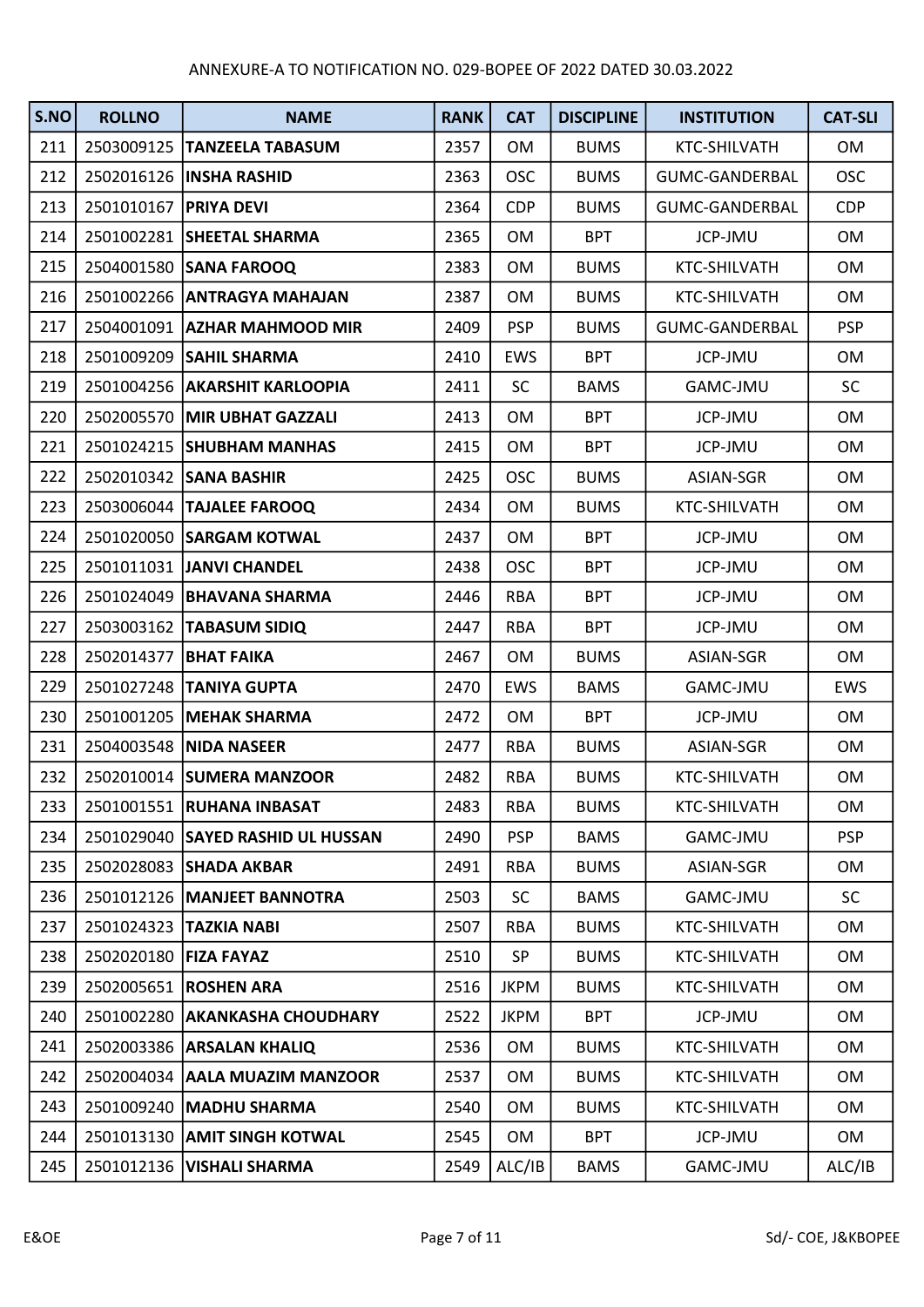ANNEXURE-A TO NOTIFICATION NO. 029-BOPEE OF 2022 DATED 30.03.2022

| S.NO | ROLLNO | NAME | RANK | CAT | DISCIPLINE | INSTITUTION | CAT-SLI |
|---|---|---|---|---|---|---|---|
| 211 | 2503009125 | TANZEELA TABASUM | 2357 | OM | BUMS | KTC-SHILVATH | OM |
| 212 | 2502016126 | INSHA RASHID | 2363 | OSC | BUMS | GUMC-GANDERBAL | OSC |
| 213 | 2501010167 | PRIYA DEVI | 2364 | CDP | BUMS | GUMC-GANDERBAL | CDP |
| 214 | 2501002281 | SHEETAL SHARMA | 2365 | OM | BPT | JCP-JMU | OM |
| 215 | 2504001580 | SANA FAROOQ | 2383 | OM | BUMS | KTC-SHILVATH | OM |
| 216 | 2501002266 | ANTRAGYA MAHAJAN | 2387 | OM | BUMS | KTC-SHILVATH | OM |
| 217 | 2504001091 | AZHAR MAHMOOD MIR | 2409 | PSP | BUMS | GUMC-GANDERBAL | PSP |
| 218 | 2501009209 | SAHIL SHARMA | 2410 | EWS | BPT | JCP-JMU | OM |
| 219 | 2501004256 | AKARSHIT KARLOOPIA | 2411 | SC | BAMS | GAMC-JMU | SC |
| 220 | 2502005570 | MIR UBHAT GAZZALI | 2413 | OM | BPT | JCP-JMU | OM |
| 221 | 2501024215 | SHUBHAM MANHAS | 2415 | OM | BPT | JCP-JMU | OM |
| 222 | 2502010342 | SANA BASHIR | 2425 | OSC | BUMS | ASIAN-SGR | OM |
| 223 | 2503006044 | TAJALEE FAROOQ | 2434 | OM | BUMS | KTC-SHILVATH | OM |
| 224 | 2501020050 | SARGAM KOTWAL | 2437 | OM | BPT | JCP-JMU | OM |
| 225 | 2501011031 | JANVI CHANDEL | 2438 | OSC | BPT | JCP-JMU | OM |
| 226 | 2501024049 | BHAVANA SHARMA | 2446 | RBA | BPT | JCP-JMU | OM |
| 227 | 2503003162 | TABASUM SIDIQ | 2447 | RBA | BPT | JCP-JMU | OM |
| 228 | 2502014377 | BHAT FAIKA | 2467 | OM | BUMS | ASIAN-SGR | OM |
| 229 | 2501027248 | TANIYA GUPTA | 2470 | EWS | BAMS | GAMC-JMU | EWS |
| 230 | 2501001205 | MEHAK SHARMA | 2472 | OM | BPT | JCP-JMU | OM |
| 231 | 2504003548 | NIDA NASEER | 2477 | RBA | BUMS | ASIAN-SGR | OM |
| 232 | 2502010014 | SUMERA MANZOOR | 2482 | RBA | BUMS | KTC-SHILVATH | OM |
| 233 | 2501001551 | RUHANA INBASAT | 2483 | RBA | BUMS | KTC-SHILVATH | OM |
| 234 | 2501029040 | SAYED RASHID UL HUSSAN | 2490 | PSP | BAMS | GAMC-JMU | PSP |
| 235 | 2502028083 | SHADA AKBAR | 2491 | RBA | BUMS | ASIAN-SGR | OM |
| 236 | 2501012126 | MANJEET BANNOTRA | 2503 | SC | BAMS | GAMC-JMU | SC |
| 237 | 2501024323 | TAZKIA NABI | 2507 | RBA | BUMS | KTC-SHILVATH | OM |
| 238 | 2502020180 | FIZA FAYAZ | 2510 | SP | BUMS | KTC-SHILVATH | OM |
| 239 | 2502005651 | ROSHEN ARA | 2516 | JKPM | BUMS | KTC-SHILVATH | OM |
| 240 | 2501002280 | AKANKASHA CHOUDHARY | 2522 | JKPM | BPT | JCP-JMU | OM |
| 241 | 2502003386 | ARSALAN KHALIQ | 2536 | OM | BUMS | KTC-SHILVATH | OM |
| 242 | 2502004034 | AALA MUAZIM MANZOOR | 2537 | OM | BUMS | KTC-SHILVATH | OM |
| 243 | 2501009240 | MADHU SHARMA | 2540 | OM | BUMS | KTC-SHILVATH | OM |
| 244 | 2501013130 | AMIT SINGH KOTWAL | 2545 | OM | BPT | JCP-JMU | OM |
| 245 | 2501012136 | VISHALI SHARMA | 2549 | ALC/IB | BAMS | GAMC-JMU | ALC/IB |

E&OE

Sd/- COE, J&KBOPEE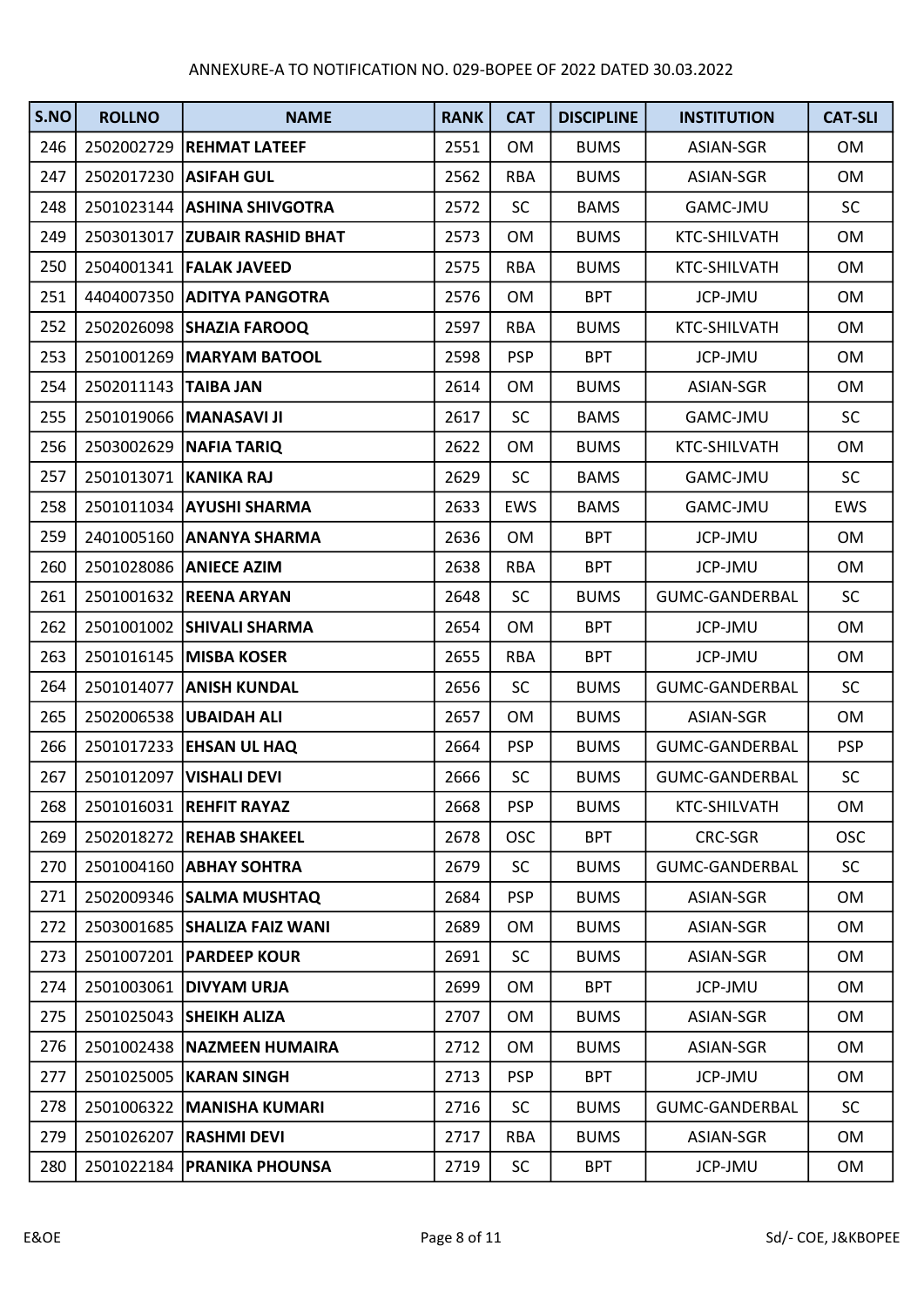ANNEXURE-A TO NOTIFICATION NO. 029-BOPEE OF 2022 DATED 30.03.2022

| S.NO | ROLLNO | NAME | RANK | CAT | DISCIPLINE | INSTITUTION | CAT-SLI |
|---|---|---|---|---|---|---|---|
| 246 | 2502002729 | **REHMAT LATEEF** | 2551 | OM | BUMS | ASIAN-SGR | OM |
| 247 | 2502017230 | **ASIFAH GUL** | 2562 | RBA | BUMS | ASIAN-SGR | OM |
| 248 | 2501023144 | **ASHINA SHIVGOTRA** | 2572 | SC | BAMS | GAMC-JMU | SC |
| 249 | 2503013017 | **ZUBAIR RASHID BHAT** | 2573 | OM | BUMS | KTC-SHILVATH | OM |
| 250 | 2504001341 | **FALAK JAVEED** | 2575 | RBA | BUMS | KTC-SHILVATH | OM |
| 251 | 4404007350 | **ADITYA PANGOTRA** | 2576 | OM | BPT | JCP-JMU | OM |
| 252 | 2502026098 | **SHAZIA FAROOQ** | 2597 | RBA | BUMS | KTC-SHILVATH | OM |
| 253 | 2501001269 | **MARYAM BATOOL** | 2598 | PSP | BPT | JCP-JMU | OM |
| 254 | 2502011143 | **TAIBA JAN** | 2614 | OM | BUMS | ASIAN-SGR | OM |
| 255 | 2501019066 | **MANASAVI JI** | 2617 | SC | BAMS | GAMC-JMU | SC |
| 256 | 2503002629 | **NAFIA TARIQ** | 2622 | OM | BUMS | KTC-SHILVATH | OM |
| 257 | 2501013071 | **KANIKA RAJ** | 2629 | SC | BAMS | GAMC-JMU | SC |
| 258 | 2501011034 | **AYUSHI SHARMA** | 2633 | EWS | BAMS | GAMC-JMU | EWS |
| 259 | 2401005160 | **ANANYA SHARMA** | 2636 | OM | BPT | JCP-JMU | OM |
| 260 | 2501028086 | **ANIECE AZIM** | 2638 | RBA | BPT | JCP-JMU | OM |
| 261 | 2501001632 | **REENA ARYAN** | 2648 | SC | BUMS | GUMC-GANDERBAL | SC |
| 262 | 2501001002 | **SHIVALI SHARMA** | 2654 | OM | BPT | JCP-JMU | OM |
| 263 | 2501016145 | **MISBA KOSER** | 2655 | RBA | BPT | JCP-JMU | OM |
| 264 | 2501014077 | **ANISH KUNDAL** | 2656 | SC | BUMS | GUMC-GANDERBAL | SC |
| 265 | 2502006538 | **UBAIDAH ALI** | 2657 | OM | BUMS | ASIAN-SGR | OM |
| 266 | 2501017233 | **EHSAN UL HAQ** | 2664 | PSP | BUMS | GUMC-GANDERBAL | PSP |
| 267 | 2501012097 | **VISHALI DEVI** | 2666 | SC | BUMS | GUMC-GANDERBAL | SC |
| 268 | 2501016031 | **REHFIT RAYAZ** | 2668 | PSP | BUMS | KTC-SHILVATH | OM |
| 269 | 2502018272 | **REHAB SHAKEEL** | 2678 | OSC | BPT | CRC-SGR | OSC |
| 270 | 2501004160 | **ABHAY SOHTRA** | 2679 | SC | BUMS | GUMC-GANDERBAL | SC |
| 271 | 2502009346 | **SALMA MUSHTAQ** | 2684 | PSP | BUMS | ASIAN-SGR | OM |
| 272 | 2503001685 | **SHALIZA FAIZ WANI** | 2689 | OM | BUMS | ASIAN-SGR | OM |
| 273 | 2501007201 | **PARDEEP KOUR** | 2691 | SC | BUMS | ASIAN-SGR | OM |
| 274 | 2501003061 | **DIVYAM URJA** | 2699 | OM | BPT | JCP-JMU | OM |
| 275 | 2501025043 | **SHEIKH ALIZA** | 2707 | OM | BUMS | ASIAN-SGR | OM |
| 276 | 2501002438 | **NAZMEEN HUMAIRA** | 2712 | OM | BUMS | ASIAN-SGR | OM |
| 277 | 2501025005 | **KARAN SINGH** | 2713 | PSP | BPT | JCP-JMU | OM |
| 278 | 2501006322 | **MANISHA KUMARI** | 2716 | SC | BUMS | GUMC-GANDERBAL | SC |
| 279 | 2501026207 | **RASHMI DEVI** | 2717 | RBA | BUMS | ASIAN-SGR | OM |
| 280 | 2501022184 | **PRANIKA PHOUNSA** | 2719 | SC | BPT | JCP-JMU | OM |

E&OE

Sd/- COE, J&KBOPEE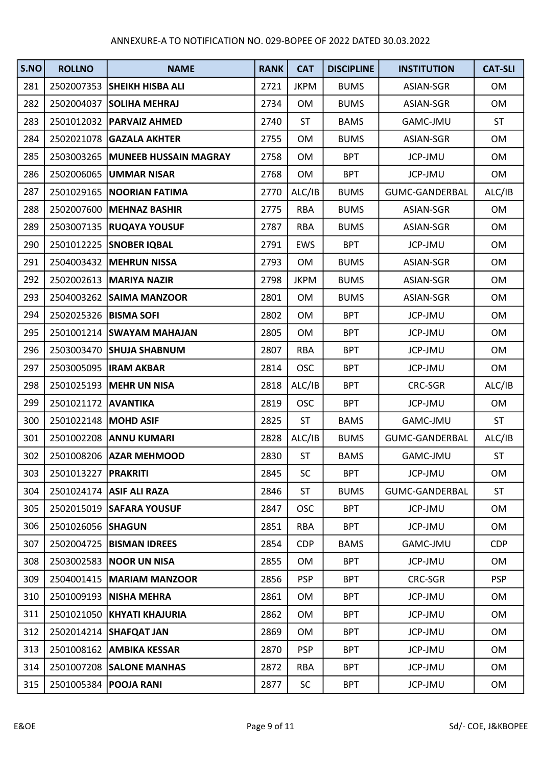ANNEXURE-A TO NOTIFICATION NO. 029-BOPEE OF 2022 DATED 30.03.2022

| S.NO | ROLLNO | NAME | RANK | CAT | DISCIPLINE | INSTITUTION | CAT-SLI |
|---|---|---|---|---|---|---|---|
| 281 | 2502007353 | SHEIKH HISBA ALI | 2721 | JKPM | BUMS | ASIAN-SGR | OM |
| 282 | 2502004037 | SOLIHA MEHRAJ | 2734 | OM | BUMS | ASIAN-SGR | OM |
| 283 | 2501012032 | PARVAIZ AHMED | 2740 | ST | BAMS | GAMC-JMU | ST |
| 284 | 2502021078 | GAZALA AKHTER | 2755 | OM | BUMS | ASIAN-SGR | OM |
| 285 | 2503003265 | MUNEEB HUSSAIN MAGRAY | 2758 | OM | BPT | JCP-JMU | OM |
| 286 | 2502006065 | UMMAR NISAR | 2768 | OM | BPT | JCP-JMU | OM |
| 287 | 2501029165 | NOORIAN FATIMA | 2770 | ALC/IB | BUMS | GUMC-GANDERBAL | ALC/IB |
| 288 | 2502007600 | MEHNAZ BASHIR | 2775 | RBA | BUMS | ASIAN-SGR | OM |
| 289 | 2503007135 | RUQAYA YOUSUF | 2787 | RBA | BUMS | ASIAN-SGR | OM |
| 290 | 2501012225 | SNOBER IQBAL | 2791 | EWS | BPT | JCP-JMU | OM |
| 291 | 2504003432 | MEHRUN NISSA | 2793 | OM | BUMS | ASIAN-SGR | OM |
| 292 | 2502002613 | MARIYA NAZIR | 2798 | JKPM | BUMS | ASIAN-SGR | OM |
| 293 | 2504003262 | SAIMA MANZOOR | 2801 | OM | BUMS | ASIAN-SGR | OM |
| 294 | 2502025326 | BISMA SOFI | 2802 | OM | BPT | JCP-JMU | OM |
| 295 | 2501001214 | SWAYAM MAHAJAN | 2805 | OM | BPT | JCP-JMU | OM |
| 296 | 2503003470 | SHUJA SHABNUM | 2807 | RBA | BPT | JCP-JMU | OM |
| 297 | 2503005095 | IRAM AKBAR | 2814 | OSC | BPT | JCP-JMU | OM |
| 298 | 2501025193 | MEHR UN NISA | 2818 | ALC/IB | BPT | CRC-SGR | ALC/IB |
| 299 | 2501021172 | AVANTIKA | 2819 | OSC | BPT | JCP-JMU | OM |
| 300 | 2501022148 | MOHD ASIF | 2825 | ST | BAMS | GAMC-JMU | ST |
| 301 | 2501002208 | ANNU KUMARI | 2828 | ALC/IB | BUMS | GUMC-GANDERBAL | ALC/IB |
| 302 | 2501008206 | AZAR MEHMOOD | 2830 | ST | BAMS | GAMC-JMU | ST |
| 303 | 2501013227 | PRAKRITI | 2845 | SC | BPT | JCP-JMU | OM |
| 304 | 2501024174 | ASIF ALI RAZA | 2846 | ST | BUMS | GUMC-GANDERBAL | ST |
| 305 | 2502015019 | SAFARA YOUSUF | 2847 | OSC | BPT | JCP-JMU | OM |
| 306 | 2501026056 | SHAGUN | 2851 | RBA | BPT | JCP-JMU | OM |
| 307 | 2502004725 | BISMAN IDREES | 2854 | CDP | BAMS | GAMC-JMU | CDP |
| 308 | 2503002583 | NOOR UN NISA | 2855 | OM | BPT | JCP-JMU | OM |
| 309 | 2504001415 | MARIAM MANZOOR | 2856 | PSP | BPT | CRC-SGR | PSP |
| 310 | 2501009193 | NISHA MEHRA | 2861 | OM | BPT | JCP-JMU | OM |
| 311 | 2501021050 | KHYATI KHAJURIA | 2862 | OM | BPT | JCP-JMU | OM |
| 312 | 2502014214 | SHAFQAT JAN | 2869 | OM | BPT | JCP-JMU | OM |
| 313 | 2501008162 | AMBIKA KESSAR | 2870 | PSP | BPT | JCP-JMU | OM |
| 314 | 2501007208 | SALONE MANHAS | 2872 | RBA | BPT | JCP-JMU | OM |
| 315 | 2501005384 | POOJA RANI | 2877 | SC | BPT | JCP-JMU | OM |

E&OE

Sd/- COE, J&KBOPEE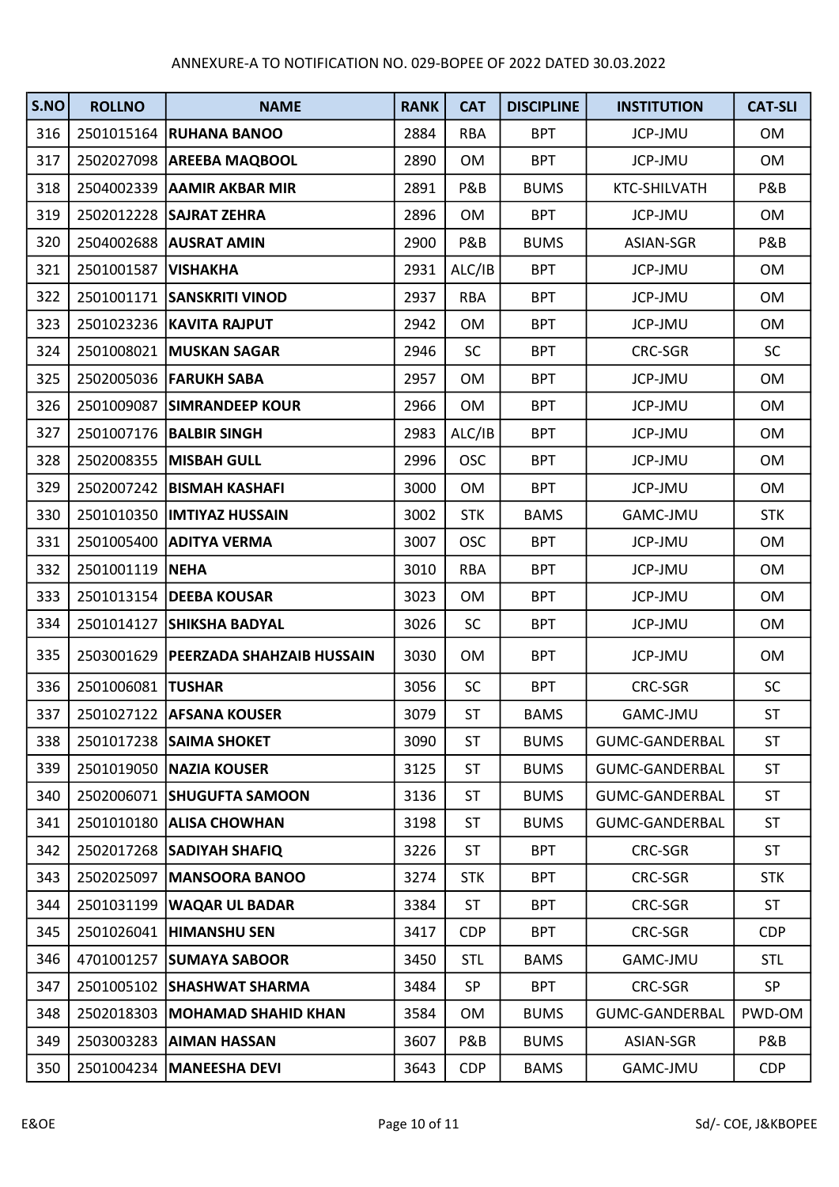ANNEXURE-A TO NOTIFICATION NO. 029-BOPEE OF 2022 DATED 30.03.2022

| S.NO | ROLLNO | NAME | RANK | CAT | DISCIPLINE | INSTITUTION | CAT-SLI |
|---|---|---|---|---|---|---|---|
| 316 | 2501015164 | **RUHANA BANOO** | 2884 | RBA | BPT | JCP-JMU | OM |
| 317 | 2502027098 | **AREEBA MAQBOOL** | 2890 | OM | BPT | JCP-JMU | OM |
| 318 | 2504002339 | **AAMIR AKBAR MIR** | 2891 | P&B | BUMS | KTC-SHILVATH | P&B |
| 319 | 2502012228 | **SAJRAT ZEHRA** | 2896 | OM | BPT | JCP-JMU | OM |
| 320 | 2504002688 | **AUSRAT AMIN** | 2900 | P&B | BUMS | ASIAN-SGR | P&B |
| 321 | 2501001587 | **VISHAKHA** | 2931 | ALC/IB | BPT | JCP-JMU | OM |
| 322 | 2501001171 | **SANSKRITI VINOD** | 2937 | RBA | BPT | JCP-JMU | OM |
| 323 | 2501023236 | **KAVITA RAJPUT** | 2942 | OM | BPT | JCP-JMU | OM |
| 324 | 2501008021 | **MUSKAN SAGAR** | 2946 | SC | BPT | CRC-SGR | SC |
| 325 | 2502005036 | **FARUKH SABA** | 2957 | OM | BPT | JCP-JMU | OM |
| 326 | 2501009087 | **SIMRANDEEP KOUR** | 2966 | OM | BPT | JCP-JMU | OM |
| 327 | 2501007176 | **BALBIR SINGH** | 2983 | ALC/IB | BPT | JCP-JMU | OM |
| 328 | 2502008355 | **MISBAH GULL** | 2996 | OSC | BPT | JCP-JMU | OM |
| 329 | 2502007242 | **BISMAH KASHAFI** | 3000 | OM | BPT | JCP-JMU | OM |
| 330 | 2501010350 | **IMTIYAZ HUSSAIN** | 3002 | STK | BAMS | GAMC-JMU | STK |
| 331 | 2501005400 | **ADITYA VERMA** | 3007 | OSC | BPT | JCP-JMU | OM |
| 332 | 2501001119 | **NEHA** | 3010 | RBA | BPT | JCP-JMU | OM |
| 333 | 2501013154 | **DEEBA KOUSAR** | 3023 | OM | BPT | JCP-JMU | OM |
| 334 | 2501014127 | **SHIKSHA BADYAL** | 3026 | SC | BPT | JCP-JMU | OM |
| 335 | 2503001629 | **PEERZADA SHAHZAIB HUSSAIN** | 3030 | OM | BPT | JCP-JMU | OM |
| 336 | 2501006081 | **TUSHAR** | 3056 | SC | BPT | CRC-SGR | SC |
| 337 | 2501027122 | **AFSANA KOUSER** | 3079 | ST | BAMS | GAMC-JMU | ST |
| 338 | 2501017238 | **SAIMA SHOKET** | 3090 | ST | BUMS | GUMC-GANDERBAL | ST |
| 339 | 2501019050 | **NAZIA KOUSER** | 3125 | ST | BUMS | GUMC-GANDERBAL | ST |
| 340 | 2502006071 | **SHUGUFTA SAMOON** | 3136 | ST | BUMS | GUMC-GANDERBAL | ST |
| 341 | 2501010180 | **ALISA CHOWHAN** | 3198 | ST | BUMS | GUMC-GANDERBAL | ST |
| 342 | 2502017268 | **SADIYAH SHAFIQ** | 3226 | ST | BPT | CRC-SGR | ST |
| 343 | 2502025097 | **MANSOORA BANOO** | 3274 | STK | BPT | CRC-SGR | STK |
| 344 | 2501031199 | **WAQAR UL BADAR** | 3384 | ST | BPT | CRC-SGR | ST |
| 345 | 2501026041 | **HIMANSHU SEN** | 3417 | CDP | BPT | CRC-SGR | CDP |
| 346 | 4701001257 | **SUMAYA SABOOR** | 3450 | STL | BAMS | GAMC-JMU | STL |
| 347 | 2501005102 | **SHASHWAT SHARMA** | 3484 | SP | BPT | CRC-SGR | SP |
| 348 | 2502018303 | **MOHAMAD SHAHID KHAN** | 3584 | OM | BUMS | GUMC-GANDERBAL | PWD-OM |
| 349 | 2503003283 | **AIMAN HASSAN** | 3607 | P&B | BUMS | ASIAN-SGR | P&B |
| 350 | 2501004234 | **MANEESHA DEVI** | 3643 | CDP | BAMS | GAMC-JMU | CDP |

E&OE

Sd/- COE, J&KBOPEE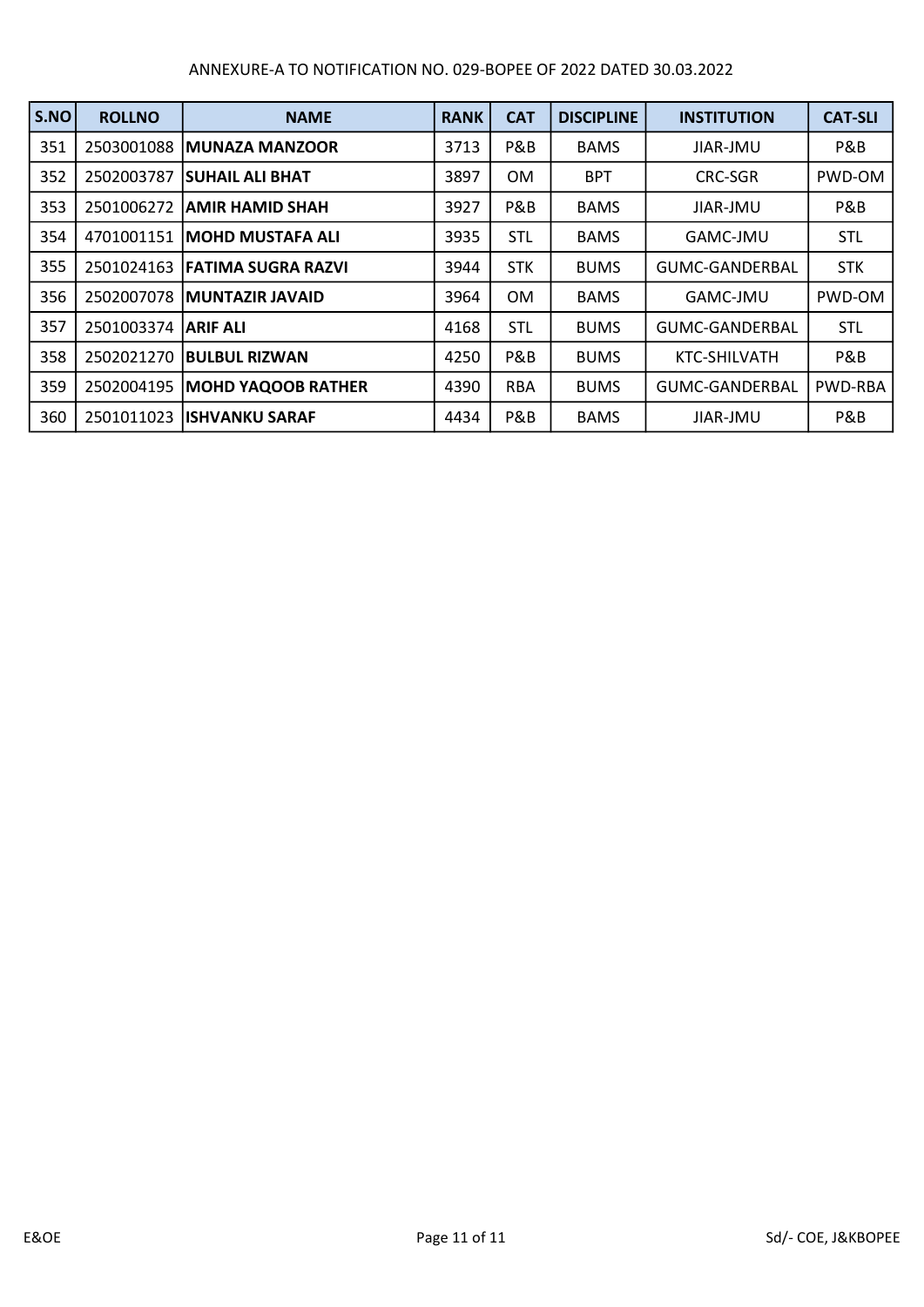ANNEXURE-A TO NOTIFICATION NO. 029-BOPEE OF 2022 DATED 30.03.2022

| S.NO | ROLLNO | NAME | RANK | CAT | DISCIPLINE | INSTITUTION | CAT-SLI |
|---|---|---|---|---|---|---|---|
| 351 | 2503001088 | **MUNAZA MANZOOR** | 3713 | P&B | BAMS | JIAR-JMU | P&B |
| 352 | 2502003787 | **SUHAIL ALI BHAT** | 3897 | OM | BPT | CRC-SGR | PWD-OM |
| 353 | 2501006272 | **AMIR HAMID SHAH** | 3927 | P&B | BAMS | JIAR-JMU | P&B |
| 354 | 4701001151 | **MOHD MUSTAFA ALI** | 3935 | STL | BAMS | GAMC-JMU | STL |
| 355 | 2501024163 | **FATIMA SUGRA RAZVI** | 3944 | STK | BUMS | GUMC-GANDERBAL | STK |
| 356 | 2502007078 | **MUNTAZIR JAVAID** | 3964 | OM | BAMS | GAMC-JMU | PWD-OM |
| 357 | 2501003374 | **ARIF ALI** | 4168 | STL | BUMS | GUMC-GANDERBAL | STL |
| 358 | 2502021270 | **BULBUL RIZWAN** | 4250 | P&B | BUMS | KTC-SHILVATH | P&B |
| 359 | 2502004195 | **MOHD YAQOOB RATHER** | 4390 | RBA | BUMS | GUMC-GANDERBAL | PWD-RBA |
| 360 | 2501011023 | **ISHVANKU SARAF** | 4434 | P&B | BAMS | JIAR-JMU | P&B |

E&OE

Sd/- COE, J&KBOPEE